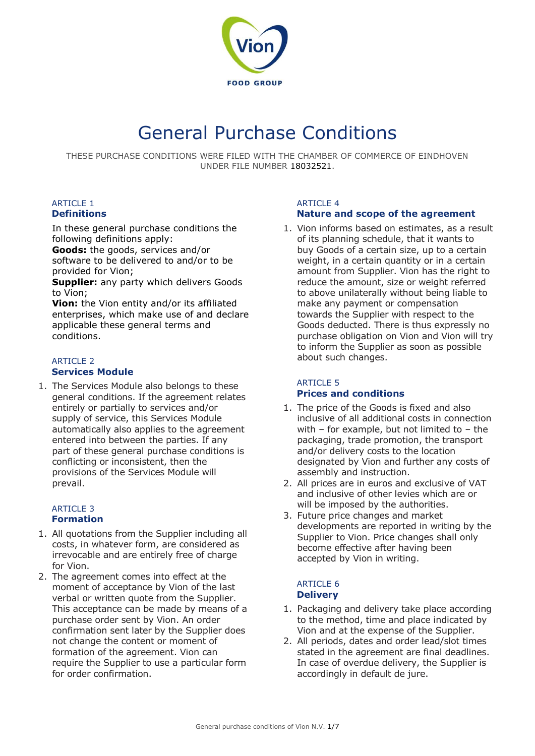# General Purchase Conditions

THESE PURCHASE CONDITIONS WERE FILED WITH THE CHAMBER OF COMMERCE OF EINDHOVEN UNDER FILE NUMBER 18032521.

ARTICLE 1
## Definitions

In these general purchase conditions the following definitions apply:
**Goods:** the goods, services and/or software to be delivered to and/or to be provided for Vion;
**Supplier:** any party which delivers Goods to Vion;
**Vion:** the Vion entity and/or its affiliated enterprises, which make use of and declare applicable these general terms and conditions.

ARTICLE 2
## Services Module

1. The Services Module also belongs to these general conditions. If the agreement relates entirely or partially to services and/or supply of service, this Services Module automatically also applies to the agreement entered into between the parties. If any part of these general purchase conditions is conflicting or inconsistent, then the provisions of the Services Module will prevail.

ARTICLE 3
## Formation

1. All quotations from the Supplier including all costs, in whatever form, are considered as irrevocable and are entirely free of charge for Vion.
2. The agreement comes into effect at the moment of acceptance by Vion of the last verbal or written quote from the Supplier. This acceptance can be made by means of a purchase order sent by Vion. An order confirmation sent later by the Supplier does not change the content or moment of formation of the agreement. Vion can require the Supplier to use a particular form for order confirmation.

ARTICLE 4
## Nature and scope of the agreement

1. Vion informs based on estimates, as a result of its planning schedule, that it wants to buy Goods of a certain size, up to a certain weight, in a certain quantity or in a certain amount from Supplier. Vion has the right to reduce the amount, size or weight referred to above unilaterally without being liable to make any payment or compensation towards the Supplier with respect to the Goods deducted. There is thus expressly no purchase obligation on Vion and Vion will try to inform the Supplier as soon as possible about such changes.

ARTICLE 5
## Prices and conditions

1. The price of the Goods is fixed and also inclusive of all additional costs in connection with – for example, but not limited to – the packaging, trade promotion, the transport and/or delivery costs to the location designated by Vion and further any costs of assembly and instruction.
2. All prices are in euros and exclusive of VAT and inclusive of other levies which are or will be imposed by the authorities.
3. Future price changes and market developments are reported in writing by the Supplier to Vion. Price changes shall only become effective after having been accepted by Vion in writing.

ARTICLE 6
## Delivery

1. Packaging and delivery take place according to the method, time and place indicated by Vion and at the expense of the Supplier.
2. All periods, dates and order lead/slot times stated in the agreement are final deadlines. In case of overdue delivery, the Supplier is accordingly in default de jure.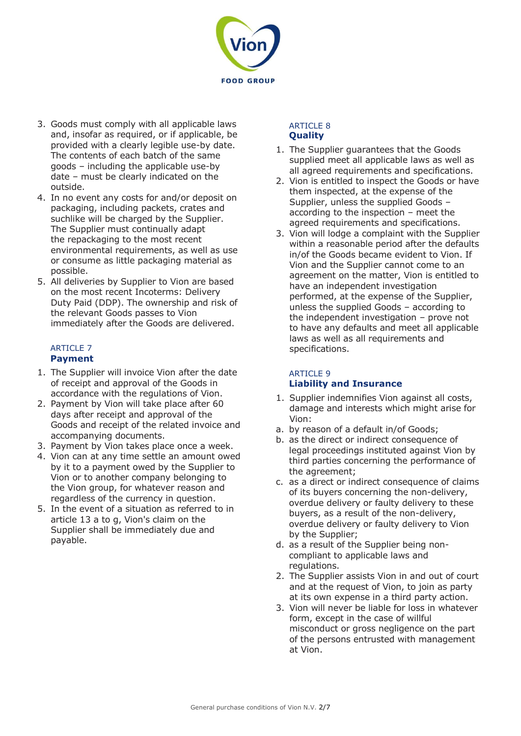3. Goods must comply with all applicable laws and, insofar as required, or if applicable, be provided with a clearly legible use-by date. The contents of each batch of the same goods – including the applicable use-by date – must be clearly indicated on the outside.
4. In no event any costs for and/or deposit on packaging, including packets, crates and suchlike will be charged by the Supplier. The Supplier must continually adapt the repackaging to the most recent environmental requirements, as well as use or consume as little packaging material as possible.
5. All deliveries by Supplier to Vion are based on the most recent Incoterms: Delivery Duty Paid (DDP). The ownership and risk of the relevant Goods passes to Vion immediately after the Goods are delivered.

ARTICLE 7
## Payment

1. The Supplier will invoice Vion after the date of receipt and approval of the Goods in accordance with the regulations of Vion.
2. Payment by Vion will take place after 60 days after receipt and approval of the Goods and receipt of the related invoice and accompanying documents.
3. Payment by Vion takes place once a week.
4. Vion can at any time settle an amount owed by it to a payment owed by the Supplier to Vion or to another company belonging to the Vion group, for whatever reason and regardless of the currency in question.
5. In the event of a situation as referred to in article 13 a to g, Vion's claim on the Supplier shall be immediately due and payable.

ARTICLE 8
## Quality

1. The Supplier guarantees that the Goods supplied meet all applicable laws as well as all agreed requirements and specifications.
2. Vion is entitled to inspect the Goods or have them inspected, at the expense of the Supplier, unless the supplied Goods – according to the inspection – meet the agreed requirements and specifications.
3. Vion will lodge a complaint with the Supplier within a reasonable period after the defaults in/of the Goods became evident to Vion. If Vion and the Supplier cannot come to an agreement on the matter, Vion is entitled to have an independent investigation performed, at the expense of the Supplier, unless the supplied Goods – according to the independent investigation – prove not to have any defaults and meet all applicable laws as well as all requirements and specifications.

ARTICLE 9
## Liability and Insurance

1. Supplier indemnifies Vion against all costs, damage and interests which might arise for Vion:
   a. by reason of a default in/of Goods;
   b. as the direct or indirect consequence of legal proceedings instituted against Vion by third parties concerning the performance of the agreement;
   c. as a direct or indirect consequence of claims of its buyers concerning the non-delivery, overdue delivery or faulty delivery to these buyers, as a result of the non-delivery, overdue delivery or faulty delivery to Vion by the Supplier;
   d. as a result of the Supplier being non-compliant to applicable laws and regulations.
2. The Supplier assists Vion in and out of court and at the request of Vion, to join as party at its own expense in a third party action.
3. Vion will never be liable for loss in whatever form, except in the case of willful misconduct or gross negligence on the part of the persons entrusted with management at Vion.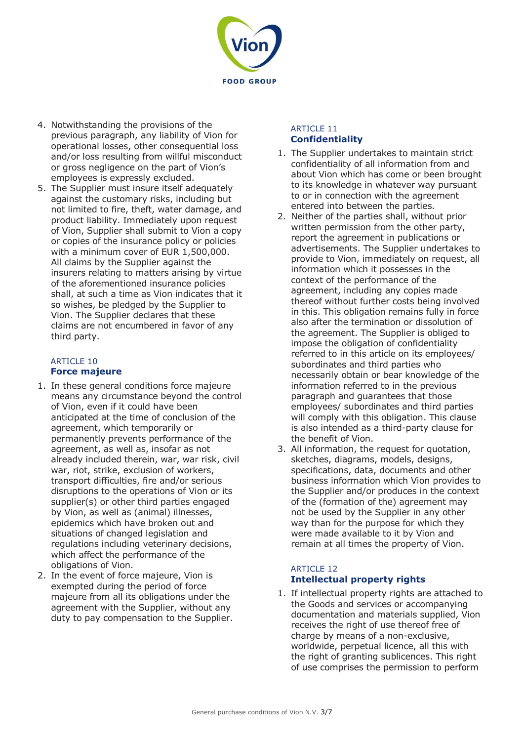4. Notwithstanding the provisions of the previous paragraph, any liability of Vion for operational losses, other consequential loss and/or loss resulting from willful misconduct or gross negligence on the part of Vion's employees is expressly excluded.
5. The Supplier must insure itself adequately against the customary risks, including but not limited to fire, theft, water damage, and product liability. Immediately upon request of Vion, Supplier shall submit to Vion a copy or copies of the insurance policy or policies with a minimum cover of EUR 1,500,000. All claims by the Supplier against the insurers relating to matters arising by virtue of the aforementioned insurance policies shall, at such a time as Vion indicates that it so wishes, be pledged by the Supplier to Vion. The Supplier declares that these claims are not encumbered in favor of any third party.

## ARTICLE 10
## Force majeure

1. In these general conditions force majeure means any circumstance beyond the control of Vion, even if it could have been anticipated at the time of conclusion of the agreement, which temporarily or permanently prevents performance of the agreement, as well as, insofar as not already included therein, war, war risk, civil war, riot, strike, exclusion of workers, transport difficulties, fire and/or serious disruptions to the operations of Vion or its supplier(s) or other third parties engaged by Vion, as well as (animal) illnesses, epidemics which have broken out and situations of changed legislation and regulations including veterinary decisions, which affect the performance of the obligations of Vion.
2. In the event of force majeure, Vion is exempted during the period of force majeure from all its obligations under the agreement with the Supplier, without any duty to pay compensation to the Supplier.

## ARTICLE 11
## Confidentiality

1. The Supplier undertakes to maintain strict confidentiality of all information from and about Vion which has come or been brought to its knowledge in whatever way pursuant to or in connection with the agreement entered into between the parties.
2. Neither of the parties shall, without prior written permission from the other party, report the agreement in publications or advertisements. The Supplier undertakes to provide to Vion, immediately on request, all information which it possesses in the context of the performance of the agreement, including any copies made thereof without further costs being involved in this. This obligation remains fully in force also after the termination or dissolution of the agreement. The Supplier is obliged to impose the obligation of confidentiality referred to in this article on its employees/ subordinates and third parties who necessarily obtain or bear knowledge of the information referred to in the previous paragraph and guarantees that those employees/ subordinates and third parties will comply with this obligation. This clause is also intended as a third-party clause for the benefit of Vion.
3. All information, the request for quotation, sketches, diagrams, models, designs, specifications, data, documents and other business information which Vion provides to the Supplier and/or produces in the context of the (formation of the) agreement may not be used by the Supplier in any other way than for the purpose for which they were made available to it by Vion and remain at all times the property of Vion.

## ARTICLE 12
## Intellectual property rights

1. If intellectual property rights are attached to the Goods and services or accompanying documentation and materials supplied, Vion receives the right of use thereof free of charge by means of a non-exclusive, worldwide, perpetual licence, all this with the right of granting sublicences. This right of use comprises the permission to perform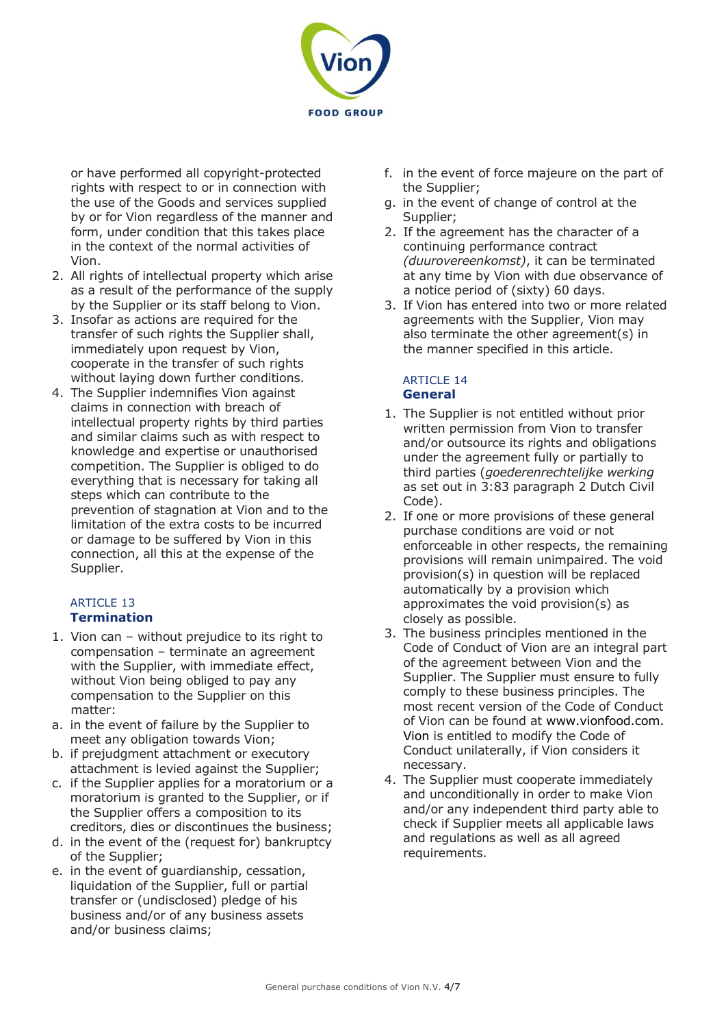or have performed all copyright-protected rights with respect to or in connection with the use of the Goods and services supplied by or for Vion regardless of the manner and form, under condition that this takes place in the context of the normal activities of Vion.

2. All rights of intellectual property which arise as a result of the performance of the supply by the Supplier or its staff belong to Vion.
3. Insofar as actions are required for the transfer of such rights the Supplier shall, immediately upon request by Vion, cooperate in the transfer of such rights without laying down further conditions.
4. The Supplier indemnifies Vion against claims in connection with breach of intellectual property rights by third parties and similar claims such as with respect to knowledge and expertise or unauthorised competition. The Supplier is obliged to do everything that is necessary for taking all steps which can contribute to the prevention of stagnation at Vion and to the limitation of the extra costs to be incurred or damage to be suffered by Vion in this connection, all this at the expense of the Supplier.

ARTICLE 13
## Termination

1. Vion can – without prejudice to its right to compensation – terminate an agreement with the Supplier, with immediate effect, without Vion being obliged to pay any compensation to the Supplier on this matter:
   a. in the event of failure by the Supplier to meet any obligation towards Vion;
   b. if prejudgment attachment or executory attachment is levied against the Supplier;
   c. if the Supplier applies for a moratorium or a moratorium is granted to the Supplier, or if the Supplier offers a composition to its creditors, dies or discontinues the business;
   d. in the event of the (request for) bankruptcy of the Supplier;
   e. in the event of guardianship, cessation, liquidation of the Supplier, full or partial transfer or (undisclosed) pledge of his business and/or of any business assets and/or business claims;
   f. in the event of force majeure on the part of the Supplier;
   g. in the event of change of control at the Supplier;
2. If the agreement has the character of a continuing performance contract *(duurovereenkomst)*, it can be terminated at any time by Vion with due observance of a notice period of (sixty) 60 days.
3. If Vion has entered into two or more related agreements with the Supplier, Vion may also terminate the other agreement(s) in the manner specified in this article.

ARTICLE 14
## General

1. The Supplier is not entitled without prior written permission from Vion to transfer and/or outsource its rights and obligations under the agreement fully or partially to third parties (*goederenrechtelijke werking* as set out in 3:83 paragraph 2 Dutch Civil Code).
2. If one or more provisions of these general purchase conditions are void or not enforceable in other respects, the remaining provisions will remain unimpaired. The void provision(s) in question will be replaced automatically by a provision which approximates the void provision(s) as closely as possible.
3. The business principles mentioned in the Code of Conduct of Vion are an integral part of the agreement between Vion and the Supplier. The Supplier must ensure to fully comply to these business principles. The most recent version of the Code of Conduct of Vion can be found at www.vionfood.com. Vion is entitled to modify the Code of Conduct unilaterally, if Vion considers it necessary.
4. The Supplier must cooperate immediately and unconditionally in order to make Vion and/or any independent third party able to check if Supplier meets all applicable laws and regulations as well as all agreed requirements.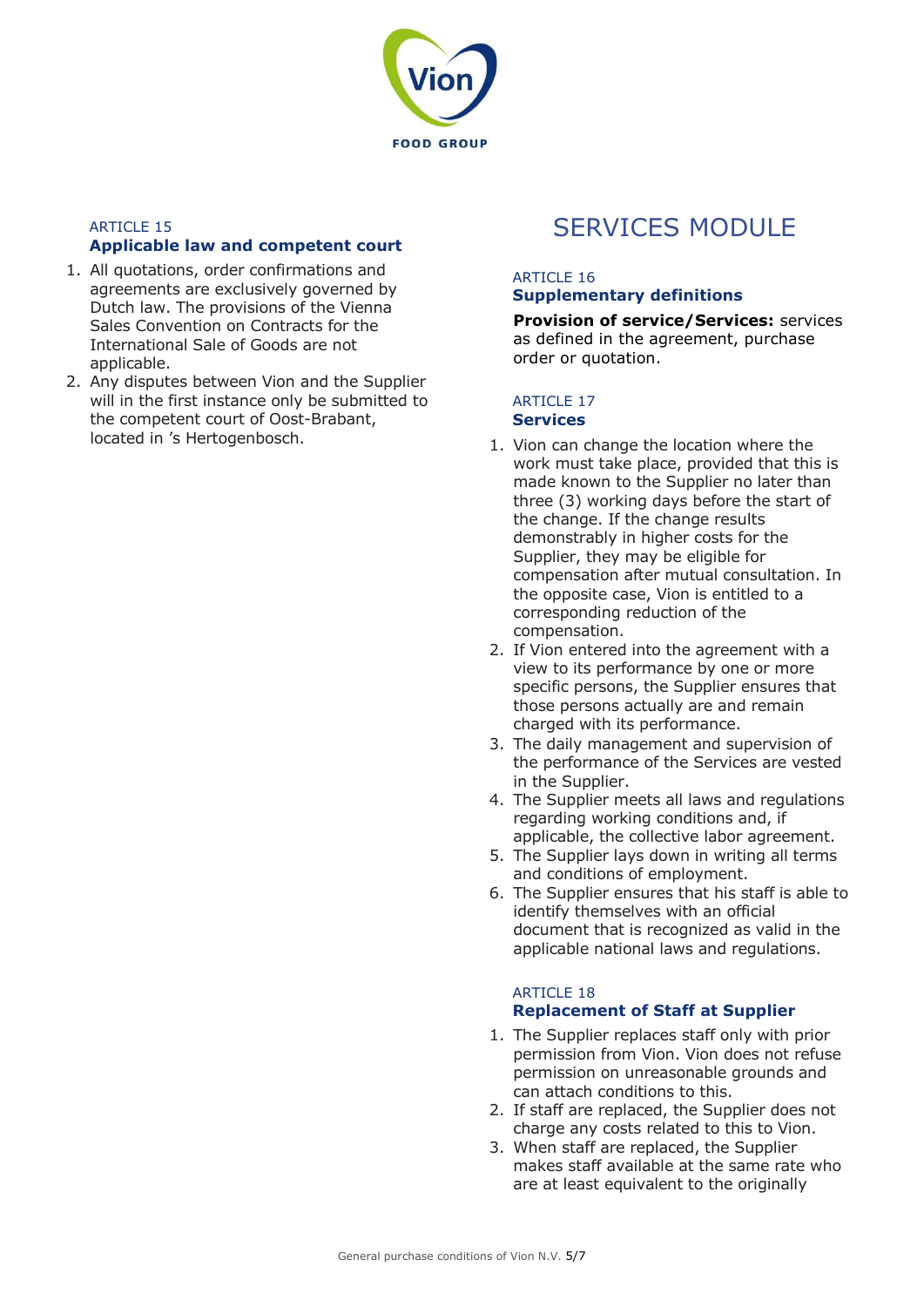ARTICLE 15
### Applicable law and competent court

1. All quotations, order confirmations and agreements are exclusively governed by Dutch law. The provisions of the Vienna Sales Convention on Contracts for the International Sale of Goods are not applicable.
2. Any disputes between Vion and the Supplier will in the first instance only be submitted to the competent court of Oost-Brabant, located in 's Hertogenbosch.

# SERVICES MODULE

ARTICLE 16
### Supplementary definitions

**Provision of service/Services:** services as defined in the agreement, purchase order or quotation.

ARTICLE 17
### Services

1. Vion can change the location where the work must take place, provided that this is made known to the Supplier no later than three (3) working days before the start of the change. If the change results demonstrably in higher costs for the Supplier, they may be eligible for compensation after mutual consultation. In the opposite case, Vion is entitled to a corresponding reduction of the compensation.
2. If Vion entered into the agreement with a view to its performance by one or more specific persons, the Supplier ensures that those persons actually are and remain charged with its performance.
3. The daily management and supervision of the performance of the Services are vested in the Supplier.
4. The Supplier meets all laws and regulations regarding working conditions and, if applicable, the collective labor agreement.
5. The Supplier lays down in writing all terms and conditions of employment.
6. The Supplier ensures that his staff is able to identify themselves with an official document that is recognized as valid in the applicable national laws and regulations.

ARTICLE 18
### Replacement of Staff at Supplier

1. The Supplier replaces staff only with prior permission from Vion. Vion does not refuse permission on unreasonable grounds and can attach conditions to this.
2. If staff are replaced, the Supplier does not charge any costs related to this to Vion.
3. When staff are replaced, the Supplier makes staff available at the same rate who are at least equivalent to the originally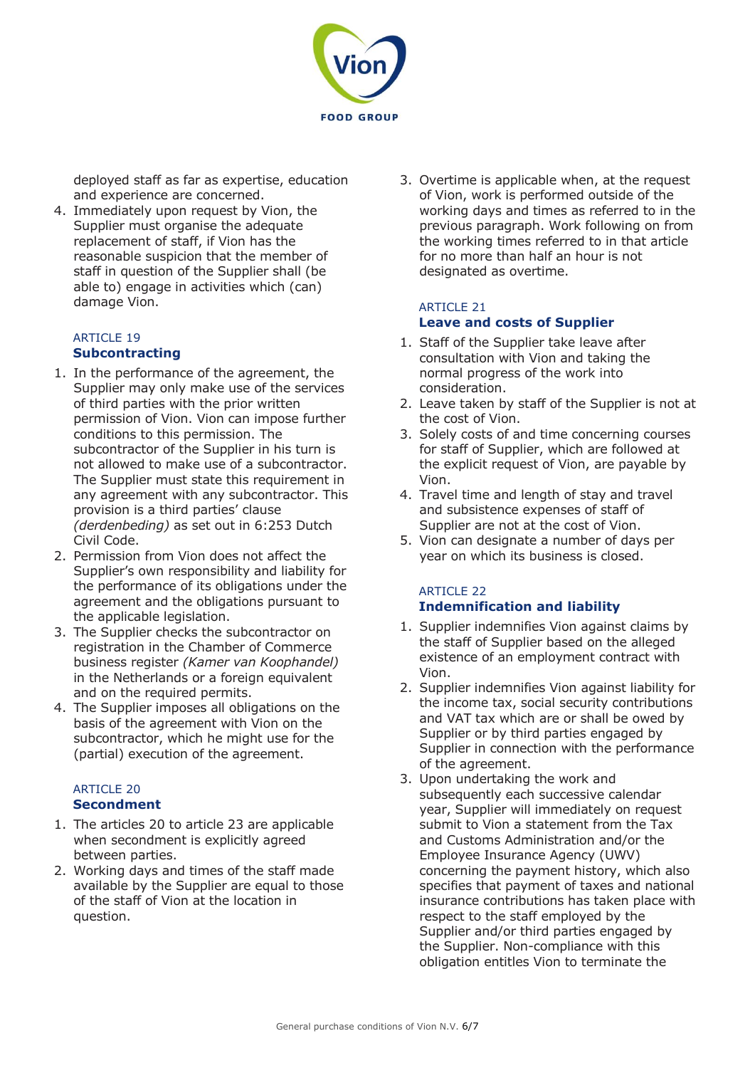deployed staff as far as expertise, education and experience are concerned.

4. Immediately upon request by Vion, the Supplier must organise the adequate replacement of staff, if Vion has the reasonable suspicion that the member of staff in question of the Supplier shall (be able to) engage in activities which (can) damage Vion.

ARTICLE 19
## Subcontracting

1. In the performance of the agreement, the Supplier may only make use of the services of third parties with the prior written permission of Vion. Vion can impose further conditions to this permission. The subcontractor of the Supplier in his turn is not allowed to make use of a subcontractor. The Supplier must state this requirement in any agreement with any subcontractor. This provision is a third parties' clause *(derdenbeding)* as set out in 6:253 Dutch Civil Code.
2. Permission from Vion does not affect the Supplier's own responsibility and liability for the performance of its obligations under the agreement and the obligations pursuant to the applicable legislation.
3. The Supplier checks the subcontractor on registration in the Chamber of Commerce business register *(Kamer van Koophandel)* in the Netherlands or a foreign equivalent and on the required permits.
4. The Supplier imposes all obligations on the basis of the agreement with Vion on the subcontractor, which he might use for the (partial) execution of the agreement.

ARTICLE 20
## Secondment

1. The articles 20 to article 23 are applicable when secondment is explicitly agreed between parties.
2. Working days and times of the staff made available by the Supplier are equal to those of the staff of Vion at the location in question.
3. Overtime is applicable when, at the request of Vion, work is performed outside of the working days and times as referred to in the previous paragraph. Work following on from the working times referred to in that article for no more than half an hour is not designated as overtime.

ARTICLE 21
## Leave and costs of Supplier

1. Staff of the Supplier take leave after consultation with Vion and taking the normal progress of the work into consideration.
2. Leave taken by staff of the Supplier is not at the cost of Vion.
3. Solely costs of and time concerning courses for staff of Supplier, which are followed at the explicit request of Vion, are payable by Vion.
4. Travel time and length of stay and travel and subsistence expenses of staff of Supplier are not at the cost of Vion.
5. Vion can designate a number of days per year on which its business is closed.

ARTICLE 22
## Indemnification and liability

1. Supplier indemnifies Vion against claims by the staff of Supplier based on the alleged existence of an employment contract with Vion.
2. Supplier indemnifies Vion against liability for the income tax, social security contributions and VAT tax which are or shall be owed by Supplier or by third parties engaged by Supplier in connection with the performance of the agreement.
3. Upon undertaking the work and subsequently each successive calendar year, Supplier will immediately on request submit to Vion a statement from the Tax and Customs Administration and/or the Employee Insurance Agency (UWV) concerning the payment history, which also specifies that payment of taxes and national insurance contributions has taken place with respect to the staff employed by the Supplier and/or third parties engaged by the Supplier. Non-compliance with this obligation entitles Vion to terminate the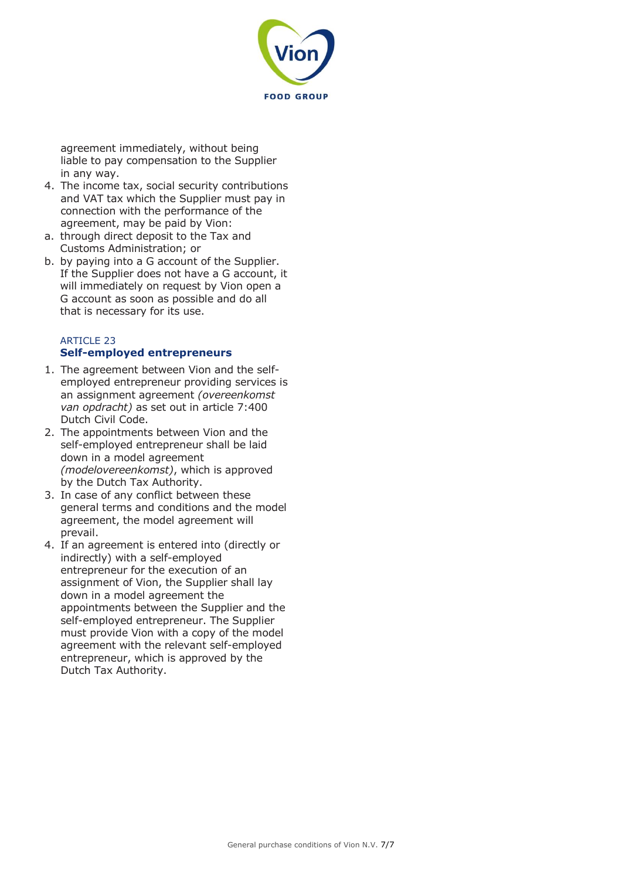agreement immediately, without being liable to pay compensation to the Supplier in any way.

4. The income tax, social security contributions and VAT tax which the Supplier must pay in connection with the performance of the agreement, may be paid by Vion:

a. through direct deposit to the Tax and Customs Administration; or

b. by paying into a G account of the Supplier. If the Supplier does not have a G account, it will immediately on request by Vion open a G account as soon as possible and do all that is necessary for its use.

ARTICLE 23

## Self-employed entrepreneurs

1. The agreement between Vion and the self-employed entrepreneur providing services is an assignment agreement *(overeenkomst van opdracht)* as set out in article 7:400 Dutch Civil Code.
2. The appointments between Vion and the self-employed entrepreneur shall be laid down in a model agreement *(modelovereenkomst)*, which is approved by the Dutch Tax Authority.
3. In case of any conflict between these general terms and conditions and the model agreement, the model agreement will prevail.
4. If an agreement is entered into (directly or indirectly) with a self-employed entrepreneur for the execution of an assignment of Vion, the Supplier shall lay down in a model agreement the appointments between the Supplier and the self-employed entrepreneur. The Supplier must provide Vion with a copy of the model agreement with the relevant self-employed entrepreneur, which is approved by the Dutch Tax Authority.